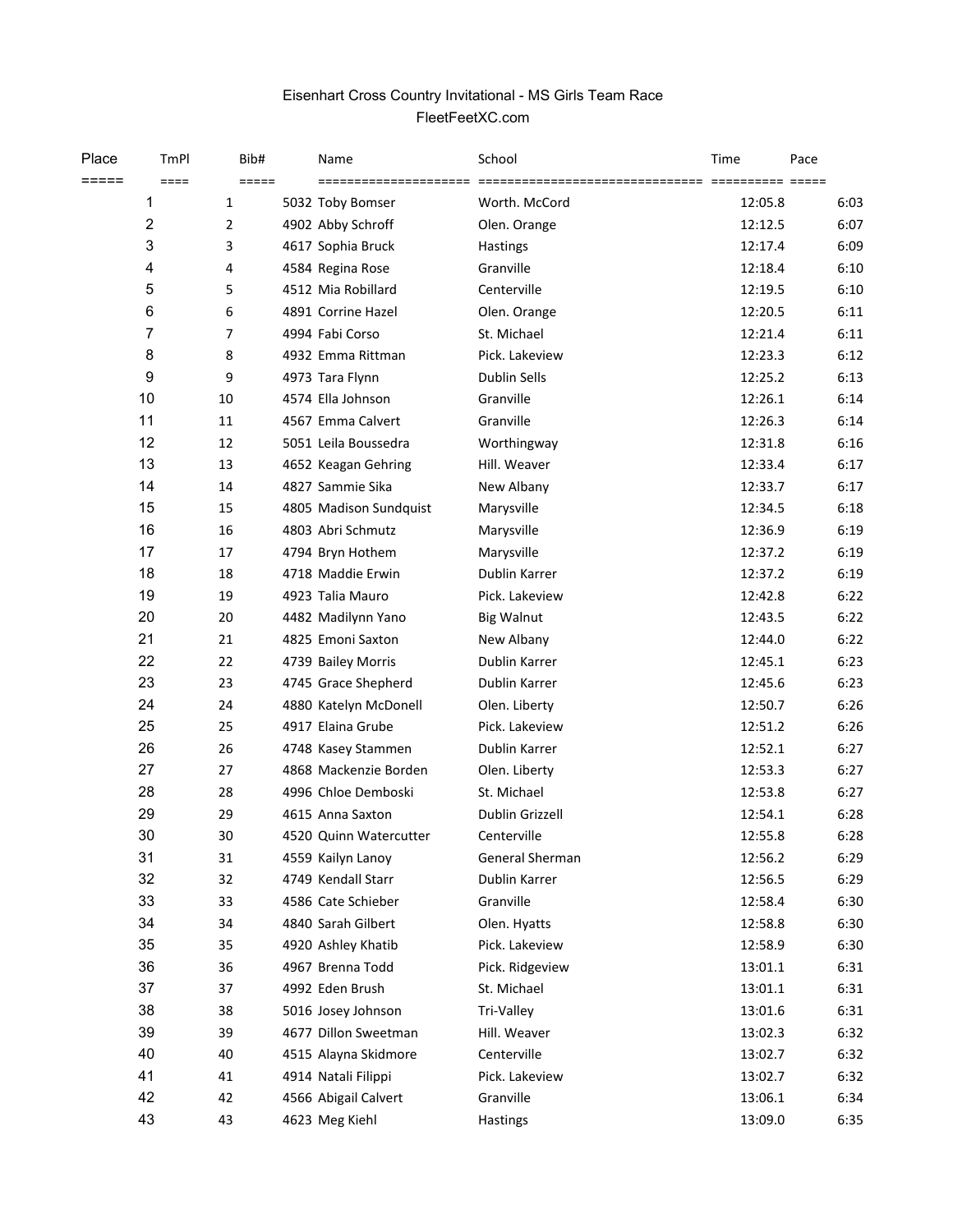# Eisenhart Cross Country Invitational - MS Girls Team Race

FleetFeetXC.com

| Place | TmPl | Bib# | Name | School | Time | Pace |
|---|---|---|---|---|---|---|
| 1 | 1 | 5032 | Toby Bomser | Worth. McCord | 12:05.8 | 6:03 |
| 2 | 2 | 4902 | Abby Schroff | Olen. Orange | 12:12.5 | 6:07 |
| 3 | 3 | 4617 | Sophia Bruck | Hastings | 12:17.4 | 6:09 |
| 4 | 4 | 4584 | Regina Rose | Granville | 12:18.4 | 6:10 |
| 5 | 5 | 4512 | Mia Robillard | Centerville | 12:19.5 | 6:10 |
| 6 | 6 | 4891 | Corrine Hazel | Olen. Orange | 12:20.5 | 6:11 |
| 7 | 7 | 4994 | Fabi Corso | St. Michael | 12:21.4 | 6:11 |
| 8 | 8 | 4932 | Emma Rittman | Pick. Lakeview | 12:23.3 | 6:12 |
| 9 | 9 | 4973 | Tara Flynn | Dublin Sells | 12:25.2 | 6:13 |
| 10 | 10 | 4574 | Ella Johnson | Granville | 12:26.1 | 6:14 |
| 11 | 11 | 4567 | Emma Calvert | Granville | 12:26.3 | 6:14 |
| 12 | 12 | 5051 | Leila Boussedra | Worthingway | 12:31.8 | 6:16 |
| 13 | 13 | 4652 | Keagan Gehring | Hill. Weaver | 12:33.4 | 6:17 |
| 14 | 14 | 4827 | Sammie Sika | New Albany | 12:33.7 | 6:17 |
| 15 | 15 | 4805 | Madison Sundquist | Marysville | 12:34.5 | 6:18 |
| 16 | 16 | 4803 | Abri Schmutz | Marysville | 12:36.9 | 6:19 |
| 17 | 17 | 4794 | Bryn Hothem | Marysville | 12:37.2 | 6:19 |
| 18 | 18 | 4718 | Maddie Erwin | Dublin Karrer | 12:37.2 | 6:19 |
| 19 | 19 | 4923 | Talia Mauro | Pick. Lakeview | 12:42.8 | 6:22 |
| 20 | 20 | 4482 | Madilynn Yano | Big Walnut | 12:43.5 | 6:22 |
| 21 | 21 | 4825 | Emoni Saxton | New Albany | 12:44.0 | 6:22 |
| 22 | 22 | 4739 | Bailey Morris | Dublin Karrer | 12:45.1 | 6:23 |
| 23 | 23 | 4745 | Grace Shepherd | Dublin Karrer | 12:45.6 | 6:23 |
| 24 | 24 | 4880 | Katelyn McDonell | Olen. Liberty | 12:50.7 | 6:26 |
| 25 | 25 | 4917 | Elaina Grube | Pick. Lakeview | 12:51.2 | 6:26 |
| 26 | 26 | 4748 | Kasey Stammen | Dublin Karrer | 12:52.1 | 6:27 |
| 27 | 27 | 4868 | Mackenzie Borden | Olen. Liberty | 12:53.3 | 6:27 |
| 28 | 28 | 4996 | Chloe Demboski | St. Michael | 12:53.8 | 6:27 |
| 29 | 29 | 4615 | Anna Saxton | Dublin Grizzell | 12:54.1 | 6:28 |
| 30 | 30 | 4520 | Quinn Watercutter | Centerville | 12:55.8 | 6:28 |
| 31 | 31 | 4559 | Kailyn Lanoy | General Sherman | 12:56.2 | 6:29 |
| 32 | 32 | 4749 | Kendall Starr | Dublin Karrer | 12:56.5 | 6:29 |
| 33 | 33 | 4586 | Cate Schieber | Granville | 12:58.4 | 6:30 |
| 34 | 34 | 4840 | Sarah Gilbert | Olen. Hyatts | 12:58.8 | 6:30 |
| 35 | 35 | 4920 | Ashley Khatib | Pick. Lakeview | 12:58.9 | 6:30 |
| 36 | 36 | 4967 | Brenna Todd | Pick. Ridgeview | 13:01.1 | 6:31 |
| 37 | 37 | 4992 | Eden Brush | St. Michael | 13:01.1 | 6:31 |
| 38 | 38 | 5016 | Josey Johnson | Tri-Valley | 13:01.6 | 6:31 |
| 39 | 39 | 4677 | Dillon Sweetman | Hill. Weaver | 13:02.3 | 6:32 |
| 40 | 40 | 4515 | Alayna Skidmore | Centerville | 13:02.7 | 6:32 |
| 41 | 41 | 4914 | Natali Filippi | Pick. Lakeview | 13:02.7 | 6:32 |
| 42 | 42 | 4566 | Abigail Calvert | Granville | 13:06.1 | 6:34 |
| 43 | 43 | 4623 | Meg Kiehl | Hastings | 13:09.0 | 6:35 |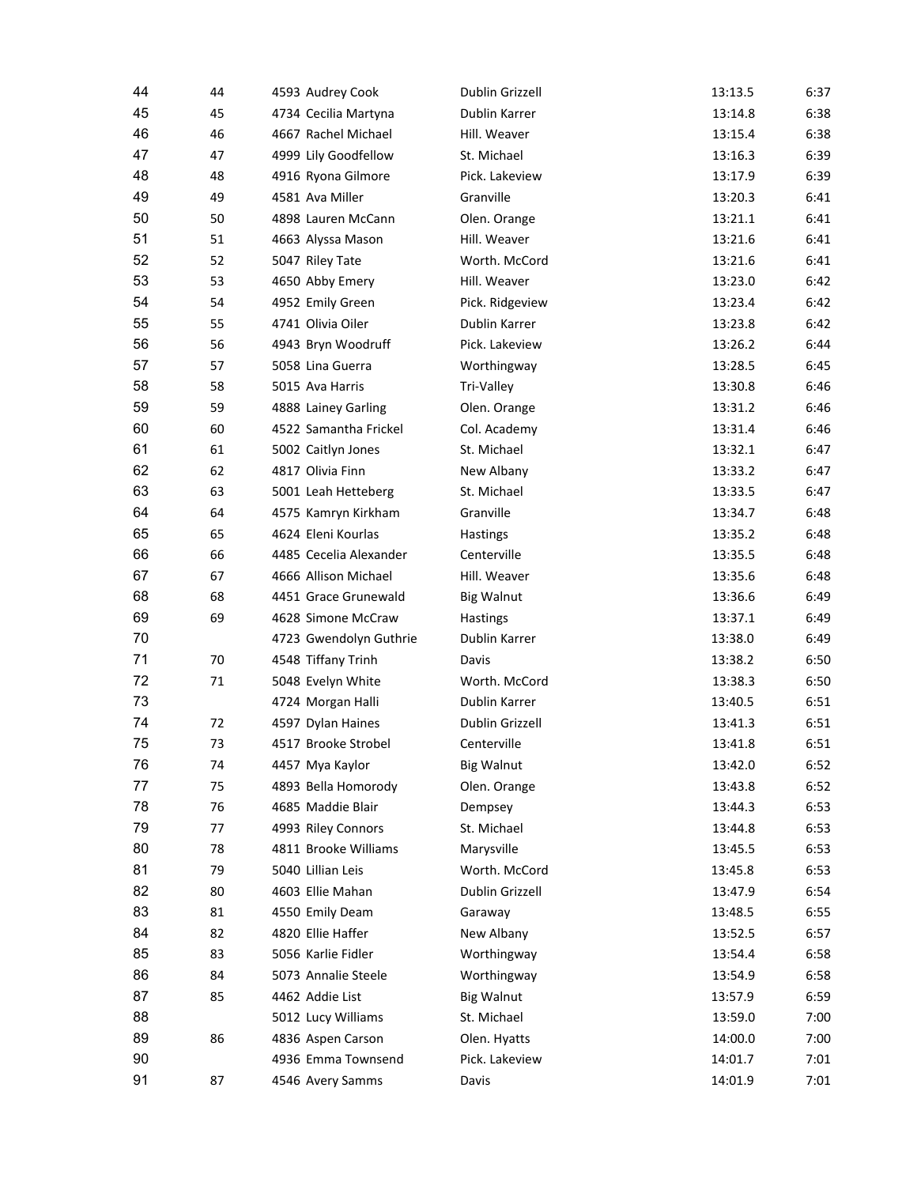| | | | | | |
|---|---|---|---|---|---|
| 44 | 44 | 4593 Audrey Cook | Dublin Grizzell | 13:13.5 | 6:37 |
| 45 | 45 | 4734 Cecilia Martyna | Dublin Karrer | 13:14.8 | 6:38 |
| 46 | 46 | 4667 Rachel Michael | Hill. Weaver | 13:15.4 | 6:38 |
| 47 | 47 | 4999 Lily Goodfellow | St. Michael | 13:16.3 | 6:39 |
| 48 | 48 | 4916 Ryona Gilmore | Pick. Lakeview | 13:17.9 | 6:39 |
| 49 | 49 | 4581 Ava Miller | Granville | 13:20.3 | 6:41 |
| 50 | 50 | 4898 Lauren McCann | Olen. Orange | 13:21.1 | 6:41 |
| 51 | 51 | 4663 Alyssa Mason | Hill. Weaver | 13:21.6 | 6:41 |
| 52 | 52 | 5047 Riley Tate | Worth. McCord | 13:21.6 | 6:41 |
| 53 | 53 | 4650 Abby Emery | Hill. Weaver | 13:23.0 | 6:42 |
| 54 | 54 | 4952 Emily Green | Pick. Ridgeview | 13:23.4 | 6:42 |
| 55 | 55 | 4741 Olivia Oiler | Dublin Karrer | 13:23.8 | 6:42 |
| 56 | 56 | 4943 Bryn Woodruff | Pick. Lakeview | 13:26.2 | 6:44 |
| 57 | 57 | 5058 Lina Guerra | Worthingway | 13:28.5 | 6:45 |
| 58 | 58 | 5015 Ava Harris | Tri-Valley | 13:30.8 | 6:46 |
| 59 | 59 | 4888 Lainey Garling | Olen. Orange | 13:31.2 | 6:46 |
| 60 | 60 | 4522 Samantha Frickel | Col. Academy | 13:31.4 | 6:46 |
| 61 | 61 | 5002 Caitlyn Jones | St. Michael | 13:32.1 | 6:47 |
| 62 | 62 | 4817 Olivia Finn | New Albany | 13:33.2 | 6:47 |
| 63 | 63 | 5001 Leah Hetteberg | St. Michael | 13:33.5 | 6:47 |
| 64 | 64 | 4575 Kamryn Kirkham | Granville | 13:34.7 | 6:48 |
| 65 | 65 | 4624 Eleni Kourlas | Hastings | 13:35.2 | 6:48 |
| 66 | 66 | 4485 Cecelia Alexander | Centerville | 13:35.5 | 6:48 |
| 67 | 67 | 4666 Allison Michael | Hill. Weaver | 13:35.6 | 6:48 |
| 68 | 68 | 4451 Grace Grunewald | Big Walnut | 13:36.6 | 6:49 |
| 69 | 69 | 4628 Simone McCraw | Hastings | 13:37.1 | 6:49 |
| 70 | | 4723 Gwendolyn Guthrie | Dublin Karrer | 13:38.0 | 6:49 |
| 71 | 70 | 4548 Tiffany Trinh | Davis | 13:38.2 | 6:50 |
| 72 | 71 | 5048 Evelyn White | Worth. McCord | 13:38.3 | 6:50 |
| 73 | | 4724 Morgan Halli | Dublin Karrer | 13:40.5 | 6:51 |
| 74 | 72 | 4597 Dylan Haines | Dublin Grizzell | 13:41.3 | 6:51 |
| 75 | 73 | 4517 Brooke Strobel | Centerville | 13:41.8 | 6:51 |
| 76 | 74 | 4457 Mya Kaylor | Big Walnut | 13:42.0 | 6:52 |
| 77 | 75 | 4893 Bella Homorody | Olen. Orange | 13:43.8 | 6:52 |
| 78 | 76 | 4685 Maddie Blair | Dempsey | 13:44.3 | 6:53 |
| 79 | 77 | 4993 Riley Connors | St. Michael | 13:44.8 | 6:53 |
| 80 | 78 | 4811 Brooke Williams | Marysville | 13:45.5 | 6:53 |
| 81 | 79 | 5040 Lillian Leis | Worth. McCord | 13:45.8 | 6:53 |
| 82 | 80 | 4603 Ellie Mahan | Dublin Grizzell | 13:47.9 | 6:54 |
| 83 | 81 | 4550 Emily Deam | Garaway | 13:48.5 | 6:55 |
| 84 | 82 | 4820 Ellie Haffer | New Albany | 13:52.5 | 6:57 |
| 85 | 83 | 5056 Karlie Fidler | Worthingway | 13:54.4 | 6:58 |
| 86 | 84 | 5073 Annalie Steele | Worthingway | 13:54.9 | 6:58 |
| 87 | 85 | 4462 Addie List | Big Walnut | 13:57.9 | 6:59 |
| 88 | | 5012 Lucy Williams | St. Michael | 13:59.0 | 7:00 |
| 89 | 86 | 4836 Aspen Carson | Olen. Hyatts | 14:00.0 | 7:00 |
| 90 | | 4936 Emma Townsend | Pick. Lakeview | 14:01.7 | 7:01 |
| 91 | 87 | 4546 Avery Samms | Davis | 14:01.9 | 7:01 |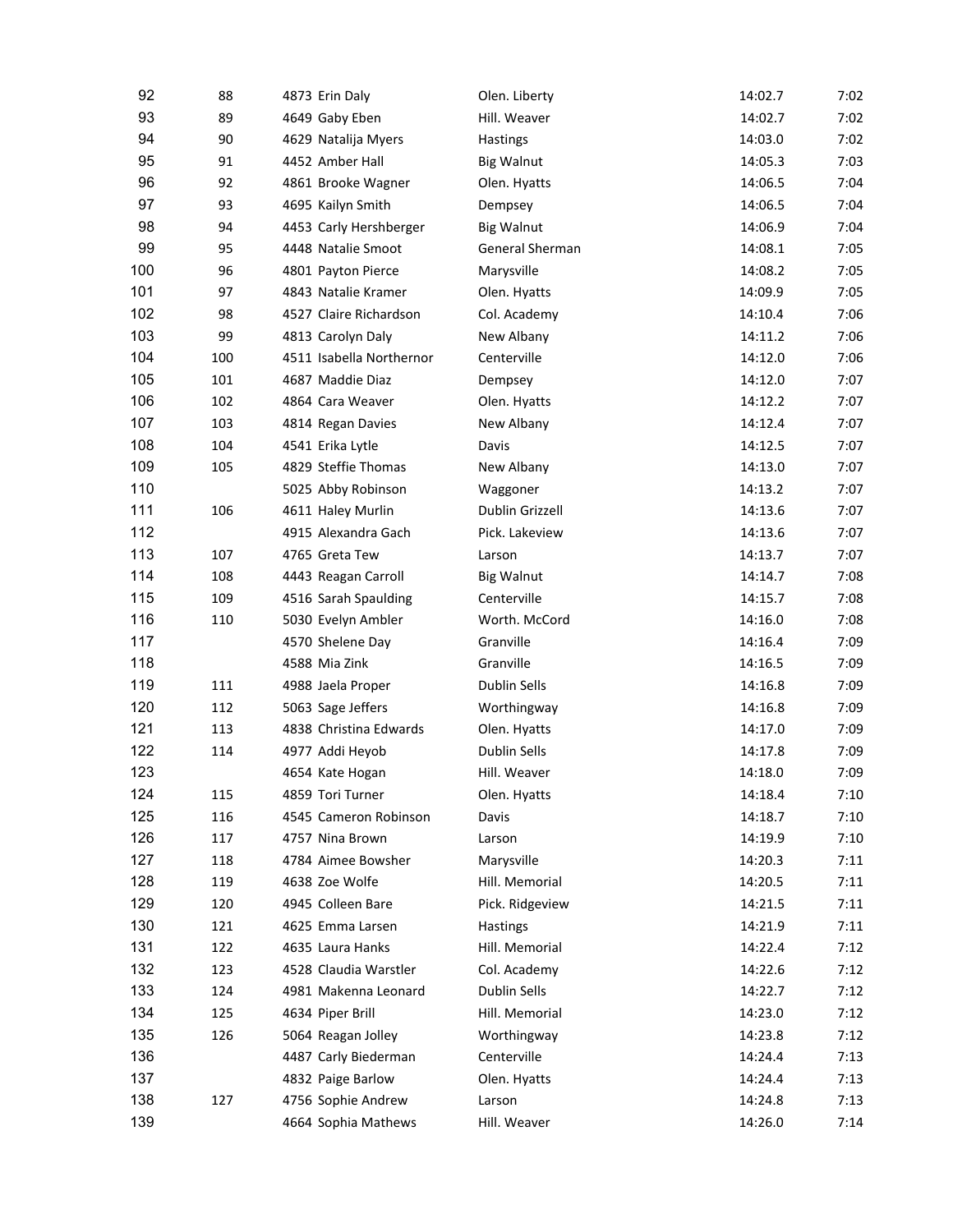| | | | | | |
|---|---|---|---|---|---|
| 92 | 88 | 4873 Erin Daly | Olen. Liberty | 14:02.7 | 7:02 |
| 93 | 89 | 4649 Gaby Eben | Hill. Weaver | 14:02.7 | 7:02 |
| 94 | 90 | 4629 Natalija Myers | Hastings | 14:03.0 | 7:02 |
| 95 | 91 | 4452 Amber Hall | Big Walnut | 14:05.3 | 7:03 |
| 96 | 92 | 4861 Brooke Wagner | Olen. Hyatts | 14:06.5 | 7:04 |
| 97 | 93 | 4695 Kailyn Smith | Dempsey | 14:06.5 | 7:04 |
| 98 | 94 | 4453 Carly Hershberger | Big Walnut | 14:06.9 | 7:04 |
| 99 | 95 | 4448 Natalie Smoot | General Sherman | 14:08.1 | 7:05 |
| 100 | 96 | 4801 Payton Pierce | Marysville | 14:08.2 | 7:05 |
| 101 | 97 | 4843 Natalie Kramer | Olen. Hyatts | 14:09.9 | 7:05 |
| 102 | 98 | 4527 Claire Richardson | Col. Academy | 14:10.4 | 7:06 |
| 103 | 99 | 4813 Carolyn Daly | New Albany | 14:11.2 | 7:06 |
| 104 | 100 | 4511 Isabella Northernor | Centerville | 14:12.0 | 7:06 |
| 105 | 101 | 4687 Maddie Diaz | Dempsey | 14:12.0 | 7:07 |
| 106 | 102 | 4864 Cara Weaver | Olen. Hyatts | 14:12.2 | 7:07 |
| 107 | 103 | 4814 Regan Davies | New Albany | 14:12.4 | 7:07 |
| 108 | 104 | 4541 Erika Lytle | Davis | 14:12.5 | 7:07 |
| 109 | 105 | 4829 Steffie Thomas | New Albany | 14:13.0 | 7:07 |
| 110 | | 5025 Abby Robinson | Waggoner | 14:13.2 | 7:07 |
| 111 | 106 | 4611 Haley Murlin | Dublin Grizzell | 14:13.6 | 7:07 |
| 112 | | 4915 Alexandra Gach | Pick. Lakeview | 14:13.6 | 7:07 |
| 113 | 107 | 4765 Greta Tew | Larson | 14:13.7 | 7:07 |
| 114 | 108 | 4443 Reagan Carroll | Big Walnut | 14:14.7 | 7:08 |
| 115 | 109 | 4516 Sarah Spaulding | Centerville | 14:15.7 | 7:08 |
| 116 | 110 | 5030 Evelyn Ambler | Worth. McCord | 14:16.0 | 7:08 |
| 117 | | 4570 Shelene Day | Granville | 14:16.4 | 7:09 |
| 118 | | 4588 Mia Zink | Granville | 14:16.5 | 7:09 |
| 119 | 111 | 4988 Jaela Proper | Dublin Sells | 14:16.8 | 7:09 |
| 120 | 112 | 5063 Sage Jeffers | Worthingway | 14:16.8 | 7:09 |
| 121 | 113 | 4838 Christina Edwards | Olen. Hyatts | 14:17.0 | 7:09 |
| 122 | 114 | 4977 Addi Heyob | Dublin Sells | 14:17.8 | 7:09 |
| 123 | | 4654 Kate Hogan | Hill. Weaver | 14:18.0 | 7:09 |
| 124 | 115 | 4859 Tori Turner | Olen. Hyatts | 14:18.4 | 7:10 |
| 125 | 116 | 4545 Cameron Robinson | Davis | 14:18.7 | 7:10 |
| 126 | 117 | 4757 Nina Brown | Larson | 14:19.9 | 7:10 |
| 127 | 118 | 4784 Aimee Bowsher | Marysville | 14:20.3 | 7:11 |
| 128 | 119 | 4638 Zoe Wolfe | Hill. Memorial | 14:20.5 | 7:11 |
| 129 | 120 | 4945 Colleen Bare | Pick. Ridgeview | 14:21.5 | 7:11 |
| 130 | 121 | 4625 Emma Larsen | Hastings | 14:21.9 | 7:11 |
| 131 | 122 | 4635 Laura Hanks | Hill. Memorial | 14:22.4 | 7:12 |
| 132 | 123 | 4528 Claudia Warstler | Col. Academy | 14:22.6 | 7:12 |
| 133 | 124 | 4981 Makenna Leonard | Dublin Sells | 14:22.7 | 7:12 |
| 134 | 125 | 4634 Piper Brill | Hill. Memorial | 14:23.0 | 7:12 |
| 135 | 126 | 5064 Reagan Jolley | Worthingway | 14:23.8 | 7:12 |
| 136 | | 4487 Carly Biederman | Centerville | 14:24.4 | 7:13 |
| 137 | | 4832 Paige Barlow | Olen. Hyatts | 14:24.4 | 7:13 |
| 138 | 127 | 4756 Sophie Andrew | Larson | 14:24.8 | 7:13 |
| 139 | | 4664 Sophia Mathews | Hill. Weaver | 14:26.0 | 7:14 |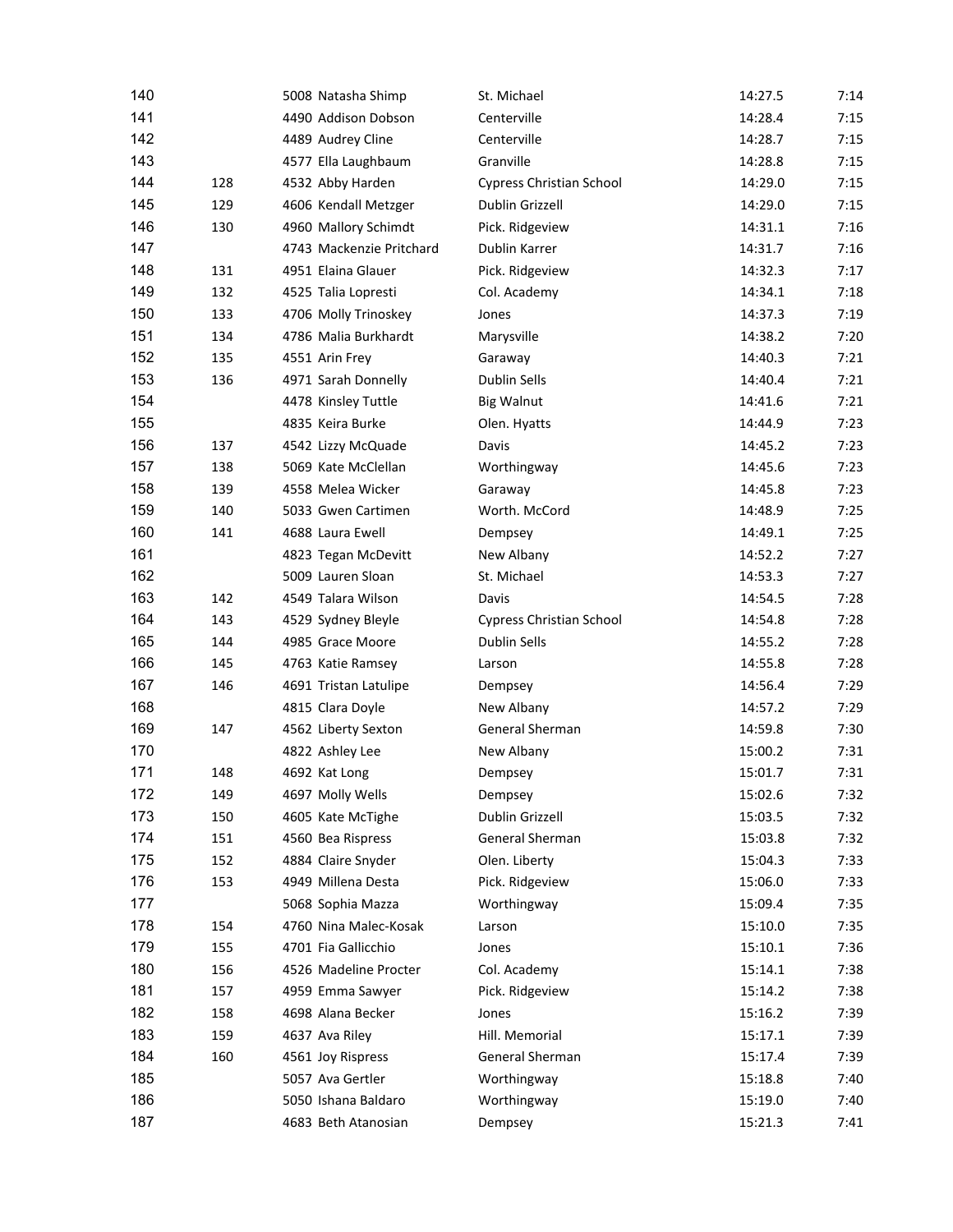| | | | | | | |
|---|---|---|---|---|---|---|
| 140 | | 5008 | Natasha Shimp | St. Michael | 14:27.5 | 7:14 |
| 141 | | 4490 | Addison Dobson | Centerville | 14:28.4 | 7:15 |
| 142 | | 4489 | Audrey Cline | Centerville | 14:28.7 | 7:15 |
| 143 | | 4577 | Ella Laughbaum | Granville | 14:28.8 | 7:15 |
| 144 | 128 | 4532 | Abby Harden | Cypress Christian School | 14:29.0 | 7:15 |
| 145 | 129 | 4606 | Kendall Metzger | Dublin Grizzell | 14:29.0 | 7:15 |
| 146 | 130 | 4960 | Mallory Schimdt | Pick. Ridgeview | 14:31.1 | 7:16 |
| 147 | | 4743 | Mackenzie Pritchard | Dublin Karrer | 14:31.7 | 7:16 |
| 148 | 131 | 4951 | Elaina Glauer | Pick. Ridgeview | 14:32.3 | 7:17 |
| 149 | 132 | 4525 | Talia Lopresti | Col. Academy | 14:34.1 | 7:18 |
| 150 | 133 | 4706 | Molly Trinoskey | Jones | 14:37.3 | 7:19 |
| 151 | 134 | 4786 | Malia Burkhardt | Marysville | 14:38.2 | 7:20 |
| 152 | 135 | 4551 | Arin Frey | Garaway | 14:40.3 | 7:21 |
| 153 | 136 | 4971 | Sarah Donnelly | Dublin Sells | 14:40.4 | 7:21 |
| 154 | | 4478 | Kinsley Tuttle | Big Walnut | 14:41.6 | 7:21 |
| 155 | | 4835 | Keira Burke | Olen. Hyatts | 14:44.9 | 7:23 |
| 156 | 137 | 4542 | Lizzy McQuade | Davis | 14:45.2 | 7:23 |
| 157 | 138 | 5069 | Kate McClellan | Worthingway | 14:45.6 | 7:23 |
| 158 | 139 | 4558 | Melea Wicker | Garaway | 14:45.8 | 7:23 |
| 159 | 140 | 5033 | Gwen Cartimen | Worth. McCord | 14:48.9 | 7:25 |
| 160 | 141 | 4688 | Laura Ewell | Dempsey | 14:49.1 | 7:25 |
| 161 | | 4823 | Tegan McDevitt | New Albany | 14:52.2 | 7:27 |
| 162 | | 5009 | Lauren Sloan | St. Michael | 14:53.3 | 7:27 |
| 163 | 142 | 4549 | Talara Wilson | Davis | 14:54.5 | 7:28 |
| 164 | 143 | 4529 | Sydney Bleyle | Cypress Christian School | 14:54.8 | 7:28 |
| 165 | 144 | 4985 | Grace Moore | Dublin Sells | 14:55.2 | 7:28 |
| 166 | 145 | 4763 | Katie Ramsey | Larson | 14:55.8 | 7:28 |
| 167 | 146 | 4691 | Tristan Latulipe | Dempsey | 14:56.4 | 7:29 |
| 168 | | 4815 | Clara Doyle | New Albany | 14:57.2 | 7:29 |
| 169 | 147 | 4562 | Liberty Sexton | General Sherman | 14:59.8 | 7:30 |
| 170 | | 4822 | Ashley Lee | New Albany | 15:00.2 | 7:31 |
| 171 | 148 | 4692 | Kat Long | Dempsey | 15:01.7 | 7:31 |
| 172 | 149 | 4697 | Molly Wells | Dempsey | 15:02.6 | 7:32 |
| 173 | 150 | 4605 | Kate McTighe | Dublin Grizzell | 15:03.5 | 7:32 |
| 174 | 151 | 4560 | Bea Rispress | General Sherman | 15:03.8 | 7:32 |
| 175 | 152 | 4884 | Claire Snyder | Olen. Liberty | 15:04.3 | 7:33 |
| 176 | 153 | 4949 | Millena Desta | Pick. Ridgeview | 15:06.0 | 7:33 |
| 177 | | 5068 | Sophia Mazza | Worthingway | 15:09.4 | 7:35 |
| 178 | 154 | 4760 | Nina Malec-Kosak | Larson | 15:10.0 | 7:35 |
| 179 | 155 | 4701 | Fia Gallicchio | Jones | 15:10.1 | 7:36 |
| 180 | 156 | 4526 | Madeline Procter | Col. Academy | 15:14.1 | 7:38 |
| 181 | 157 | 4959 | Emma Sawyer | Pick. Ridgeview | 15:14.2 | 7:38 |
| 182 | 158 | 4698 | Alana Becker | Jones | 15:16.2 | 7:39 |
| 183 | 159 | 4637 | Ava Riley | Hill. Memorial | 15:17.1 | 7:39 |
| 184 | 160 | 4561 | Joy Rispress | General Sherman | 15:17.4 | 7:39 |
| 185 | | 5057 | Ava Gertler | Worthingway | 15:18.8 | 7:40 |
| 186 | | 5050 | Ishana Baldaro | Worthingway | 15:19.0 | 7:40 |
| 187 | | 4683 | Beth Atanosian | Dempsey | 15:21.3 | 7:41 |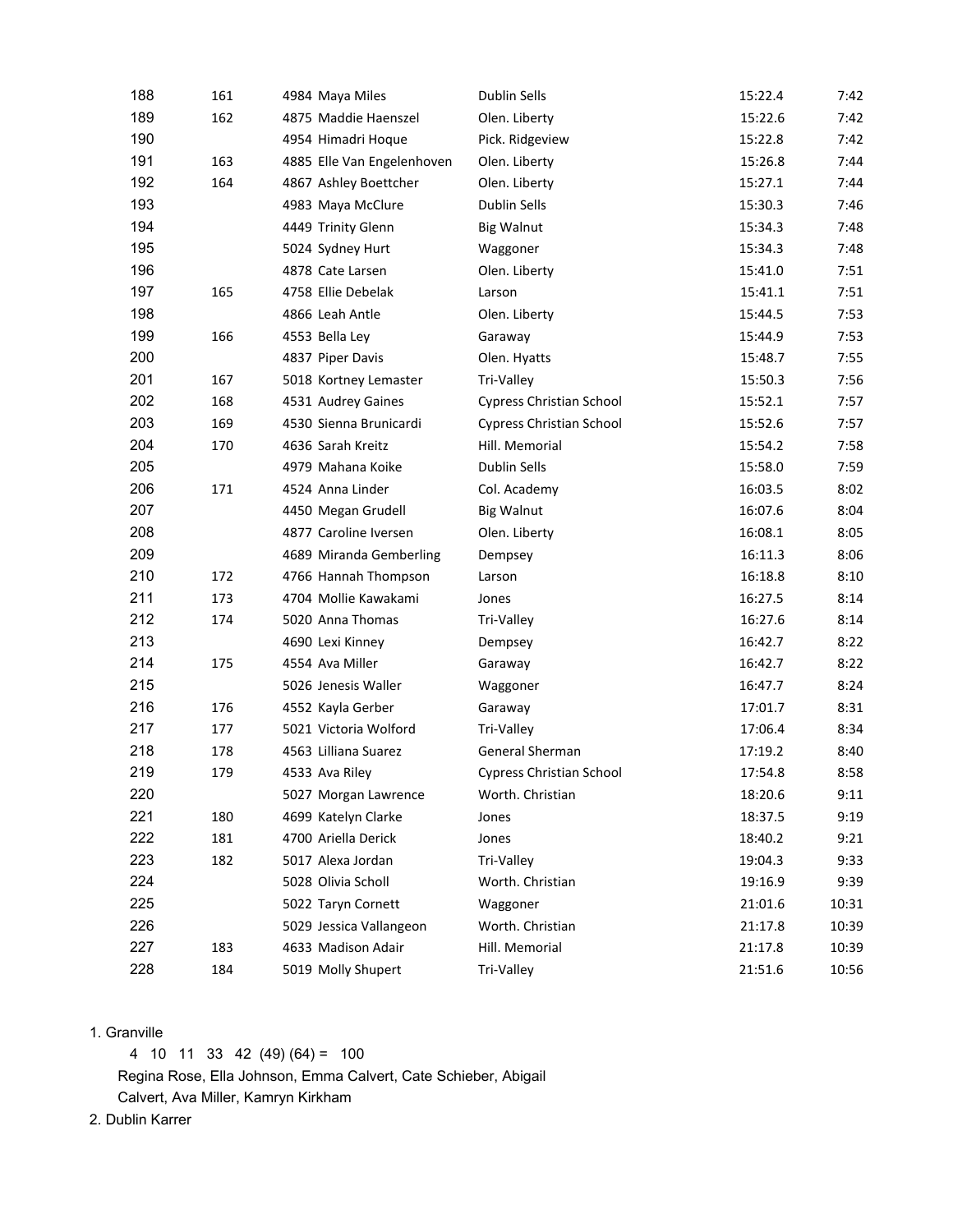| | | | | | |
|---|---|---|---|---|---|
| 188 | 161 | 4984 Maya Miles | Dublin Sells | 15:22.4 | 7:42 |
| 189 | 162 | 4875 Maddie Haenszel | Olen. Liberty | 15:22.6 | 7:42 |
| 190 | | 4954 Himadri Hoque | Pick. Ridgeview | 15:22.8 | 7:42 |
| 191 | 163 | 4885 Elle Van Engelenhoven | Olen. Liberty | 15:26.8 | 7:44 |
| 192 | 164 | 4867 Ashley Boettcher | Olen. Liberty | 15:27.1 | 7:44 |
| 193 | | 4983 Maya McClure | Dublin Sells | 15:30.3 | 7:46 |
| 194 | | 4449 Trinity Glenn | Big Walnut | 15:34.3 | 7:48 |
| 195 | | 5024 Sydney Hurt | Waggoner | 15:34.3 | 7:48 |
| 196 | | 4878 Cate Larsen | Olen. Liberty | 15:41.0 | 7:51 |
| 197 | 165 | 4758 Ellie Debelak | Larson | 15:41.1 | 7:51 |
| 198 | | 4866 Leah Antle | Olen. Liberty | 15:44.5 | 7:53 |
| 199 | 166 | 4553 Bella Ley | Garaway | 15:44.9 | 7:53 |
| 200 | | 4837 Piper Davis | Olen. Hyatts | 15:48.7 | 7:55 |
| 201 | 167 | 5018 Kortney Lemaster | Tri-Valley | 15:50.3 | 7:56 |
| 202 | 168 | 4531 Audrey Gaines | Cypress Christian School | 15:52.1 | 7:57 |
| 203 | 169 | 4530 Sienna Brunicardi | Cypress Christian School | 15:52.6 | 7:57 |
| 204 | 170 | 4636 Sarah Kreitz | Hill. Memorial | 15:54.2 | 7:58 |
| 205 | | 4979 Mahana Koike | Dublin Sells | 15:58.0 | 7:59 |
| 206 | 171 | 4524 Anna Linder | Col. Academy | 16:03.5 | 8:02 |
| 207 | | 4450 Megan Grudell | Big Walnut | 16:07.6 | 8:04 |
| 208 | | 4877 Caroline Iversen | Olen. Liberty | 16:08.1 | 8:05 |
| 209 | | 4689 Miranda Gemberling | Dempsey | 16:11.3 | 8:06 |
| 210 | 172 | 4766 Hannah Thompson | Larson | 16:18.8 | 8:10 |
| 211 | 173 | 4704 Mollie Kawakami | Jones | 16:27.5 | 8:14 |
| 212 | 174 | 5020 Anna Thomas | Tri-Valley | 16:27.6 | 8:14 |
| 213 | | 4690 Lexi Kinney | Dempsey | 16:42.7 | 8:22 |
| 214 | 175 | 4554 Ava Miller | Garaway | 16:42.7 | 8:22 |
| 215 | | 5026 Jenesis Waller | Waggoner | 16:47.7 | 8:24 |
| 216 | 176 | 4552 Kayla Gerber | Garaway | 17:01.7 | 8:31 |
| 217 | 177 | 5021 Victoria Wolford | Tri-Valley | 17:06.4 | 8:34 |
| 218 | 178 | 4563 Lilliana Suarez | General Sherman | 17:19.2 | 8:40 |
| 219 | 179 | 4533 Ava Riley | Cypress Christian School | 17:54.8 | 8:58 |
| 220 | | 5027 Morgan Lawrence | Worth. Christian | 18:20.6 | 9:11 |
| 221 | 180 | 4699 Katelyn Clarke | Jones | 18:37.5 | 9:19 |
| 222 | 181 | 4700 Ariella Derick | Jones | 18:40.2 | 9:21 |
| 223 | 182 | 5017 Alexa Jordan | Tri-Valley | 19:04.3 | 9:33 |
| 224 | | 5028 Olivia Scholl | Worth. Christian | 19:16.9 | 9:39 |
| 225 | | 5022 Taryn Cornett | Waggoner | 21:01.6 | 10:31 |
| 226 | | 5029 Jessica Vallangeon | Worth. Christian | 21:17.8 | 10:39 |
| 227 | 183 | 4633 Madison Adair | Hill. Memorial | 21:17.8 | 10:39 |
| 228 | 184 | 5019 Molly Shupert | Tri-Valley | 21:51.6 | 10:56 |

1. Granville

   4 10 11 33 42 (49) (64) = 100

   Regina Rose, Ella Johnson, Emma Calvert, Cate Schieber, Abigail Calvert, Ava Miller, Kamryn Kirkham

2. Dublin Karrer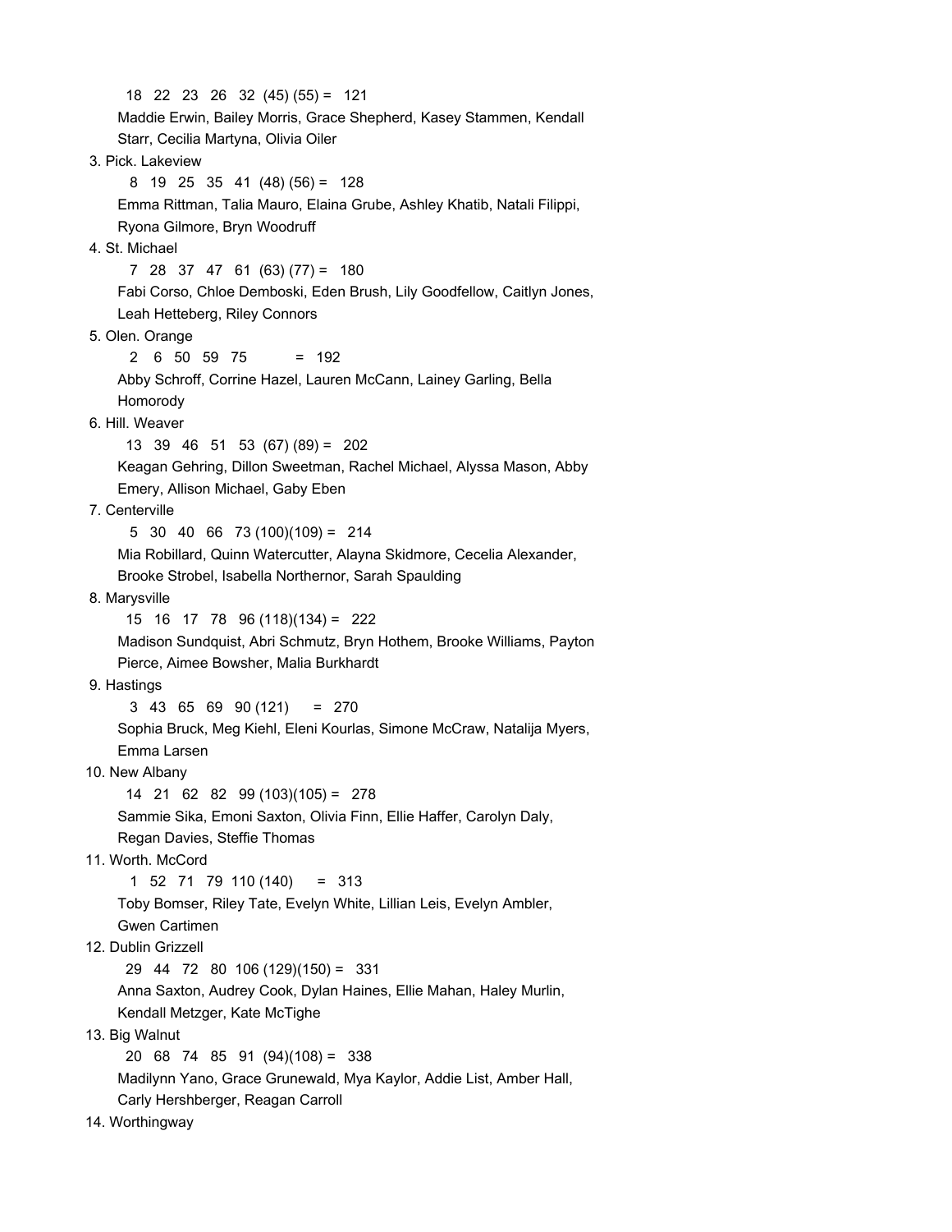18 22 23 26 32 (45) (55) = 121

Maddie Erwin, Bailey Morris, Grace Shepherd, Kasey Stammen, Kendall Starr, Cecilia Martyna, Olivia Oiler

3. Pick. Lakeview

8 19 25 35 41 (48) (56) = 128

Emma Rittman, Talia Mauro, Elaina Grube, Ashley Khatib, Natali Filippi, Ryona Gilmore, Bryn Woodruff

4. St. Michael

7 28 37 47 61 (63) (77) = 180

Fabi Corso, Chloe Demboski, Eden Brush, Lily Goodfellow, Caitlyn Jones, Leah Hetteberg, Riley Connors

5. Olen. Orange

2 6 50 59 75 = 192

Abby Schroff, Corrine Hazel, Lauren McCann, Lainey Garling, Bella Homorody

6. Hill. Weaver

13 39 46 51 53 (67) (89) = 202

Keagan Gehring, Dillon Sweetman, Rachel Michael, Alyssa Mason, Abby Emery, Allison Michael, Gaby Eben

7. Centerville

5 30 40 66 73 (100)(109) = 214

Mia Robillard, Quinn Watercutter, Alayna Skidmore, Cecelia Alexander, Brooke Strobel, Isabella Northernor, Sarah Spaulding

8. Marysville

15 16 17 78 96 (118)(134) = 222

Madison Sundquist, Abri Schmutz, Bryn Hothem, Brooke Williams, Payton Pierce, Aimee Bowsher, Malia Burkhardt

9. Hastings

3 43 65 69 90 (121) = 270

Sophia Bruck, Meg Kiehl, Eleni Kourlas, Simone McCraw, Natalija Myers, Emma Larsen

10. New Albany

14 21 62 82 99 (103)(105) = 278

Sammie Sika, Emoni Saxton, Olivia Finn, Ellie Haffer, Carolyn Daly, Regan Davies, Steffie Thomas

11. Worth. McCord

1 52 71 79 110 (140) = 313

Toby Bomser, Riley Tate, Evelyn White, Lillian Leis, Evelyn Ambler, Gwen Cartimen

12. Dublin Grizzell

29 44 72 80 106 (129)(150) = 331

Anna Saxton, Audrey Cook, Dylan Haines, Ellie Mahan, Haley Murlin, Kendall Metzger, Kate McTighe

13. Big Walnut

20 68 74 85 91 (94)(108) = 338

Madilynn Yano, Grace Grunewald, Mya Kaylor, Addie List, Amber Hall, Carly Hershberger, Reagan Carroll

14. Worthingway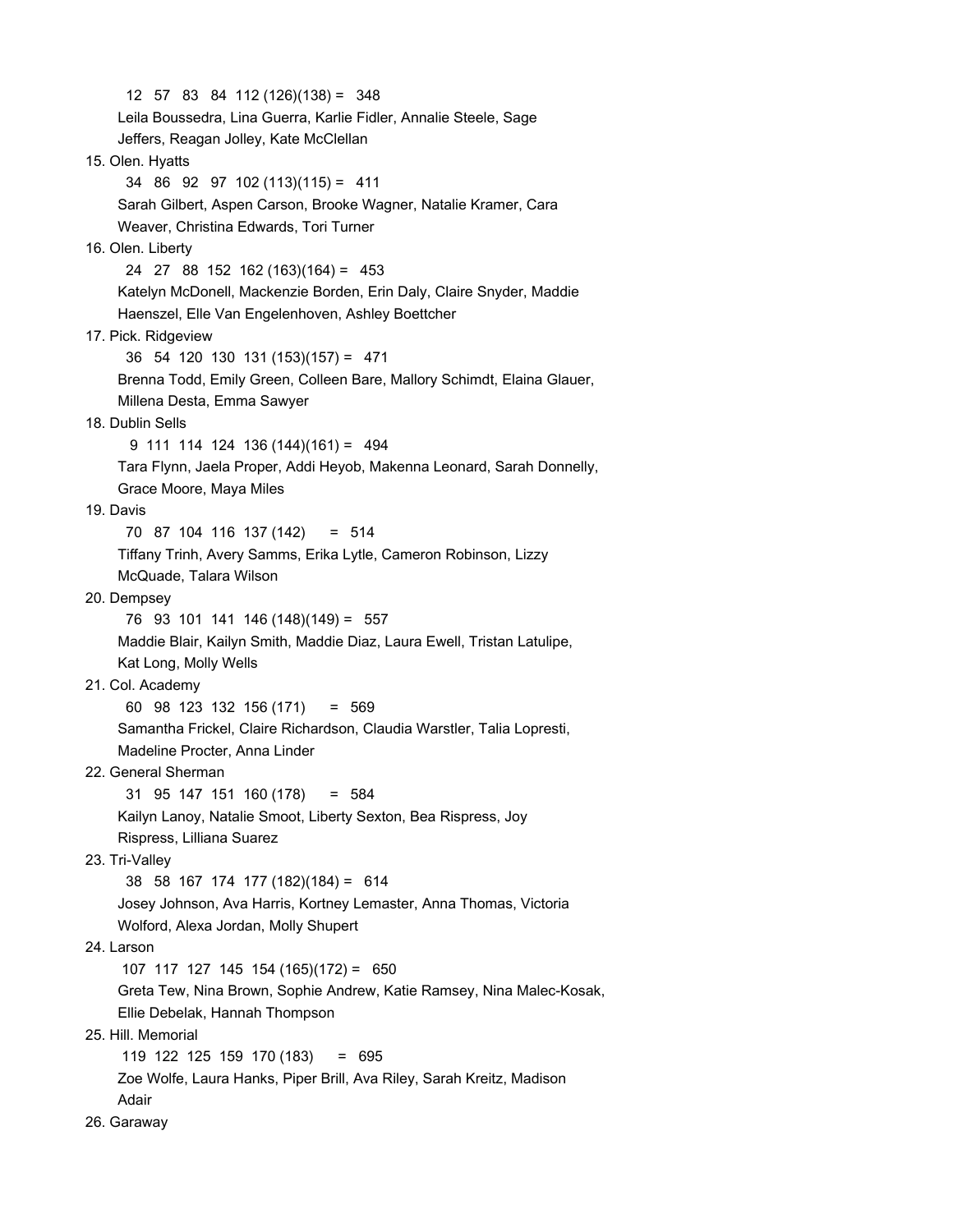12 57 83 84 112 (126)(138) = 348
Leila Boussedra, Lina Guerra, Karlie Fidler, Annalie Steele, Sage Jeffers, Reagan Jolley, Kate McClellan

15. Olen. Hyatts
34 86 92 97 102 (113)(115) = 411
Sarah Gilbert, Aspen Carson, Brooke Wagner, Natalie Kramer, Cara Weaver, Christina Edwards, Tori Turner

16. Olen. Liberty
24 27 88 152 162 (163)(164) = 453
Katelyn McDonell, Mackenzie Borden, Erin Daly, Claire Snyder, Maddie Haenszel, Elle Van Engelenhoven, Ashley Boettcher

17. Pick. Ridgeview
36 54 120 130 131 (153)(157) = 471
Brenna Todd, Emily Green, Colleen Bare, Mallory Schimdt, Elaina Glauer, Millena Desta, Emma Sawyer

18. Dublin Sells
9 111 114 124 136 (144)(161) = 494
Tara Flynn, Jaela Proper, Addi Heyob, Makenna Leonard, Sarah Donnelly, Grace Moore, Maya Miles

19. Davis
70 87 104 116 137 (142) = 514
Tiffany Trinh, Avery Samms, Erika Lytle, Cameron Robinson, Lizzy McQuade, Talara Wilson

20. Dempsey
76 93 101 141 146 (148)(149) = 557
Maddie Blair, Kailyn Smith, Maddie Diaz, Laura Ewell, Tristan Latulipe, Kat Long, Molly Wells

21. Col. Academy
60 98 123 132 156 (171) = 569
Samantha Frickel, Claire Richardson, Claudia Warstler, Talia Lopresti, Madeline Procter, Anna Linder

22. General Sherman
31 95 147 151 160 (178) = 584
Kailyn Lanoy, Natalie Smoot, Liberty Sexton, Bea Rispress, Joy Rispress, Lilliana Suarez

23. Tri-Valley
38 58 167 174 177 (182)(184) = 614
Josey Johnson, Ava Harris, Kortney Lemaster, Anna Thomas, Victoria Wolford, Alexa Jordan, Molly Shupert

24. Larson
107 117 127 145 154 (165)(172) = 650
Greta Tew, Nina Brown, Sophie Andrew, Katie Ramsey, Nina Malec-Kosak, Ellie Debelak, Hannah Thompson

25. Hill. Memorial
119 122 125 159 170 (183) = 695
Zoe Wolfe, Laura Hanks, Piper Brill, Ava Riley, Sarah Kreitz, Madison Adair

26. Garaway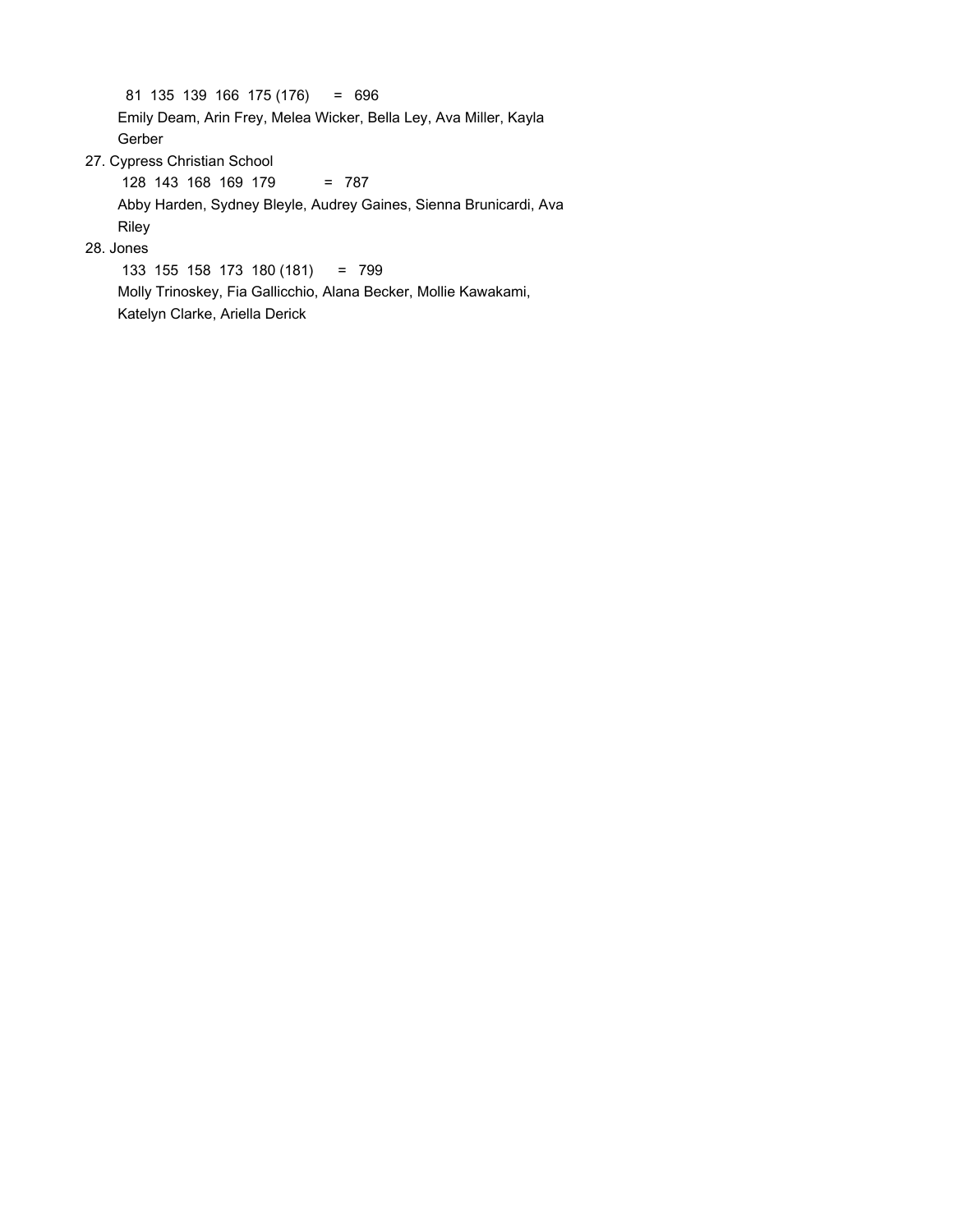81 135 139 166 175 (176) = 696

Emily Deam, Arin Frey, Melea Wicker, Bella Ley, Ava Miller, Kayla Gerber

27. Cypress Christian School

    128 143 168 169 179 = 787

    Abby Harden, Sydney Bleyle, Audrey Gaines, Sienna Brunicardi, Ava Riley

28. Jones

    133 155 158 173 180 (181) = 799

    Molly Trinoskey, Fia Gallicchio, Alana Becker, Mollie Kawakami, Katelyn Clarke, Ariella Derick